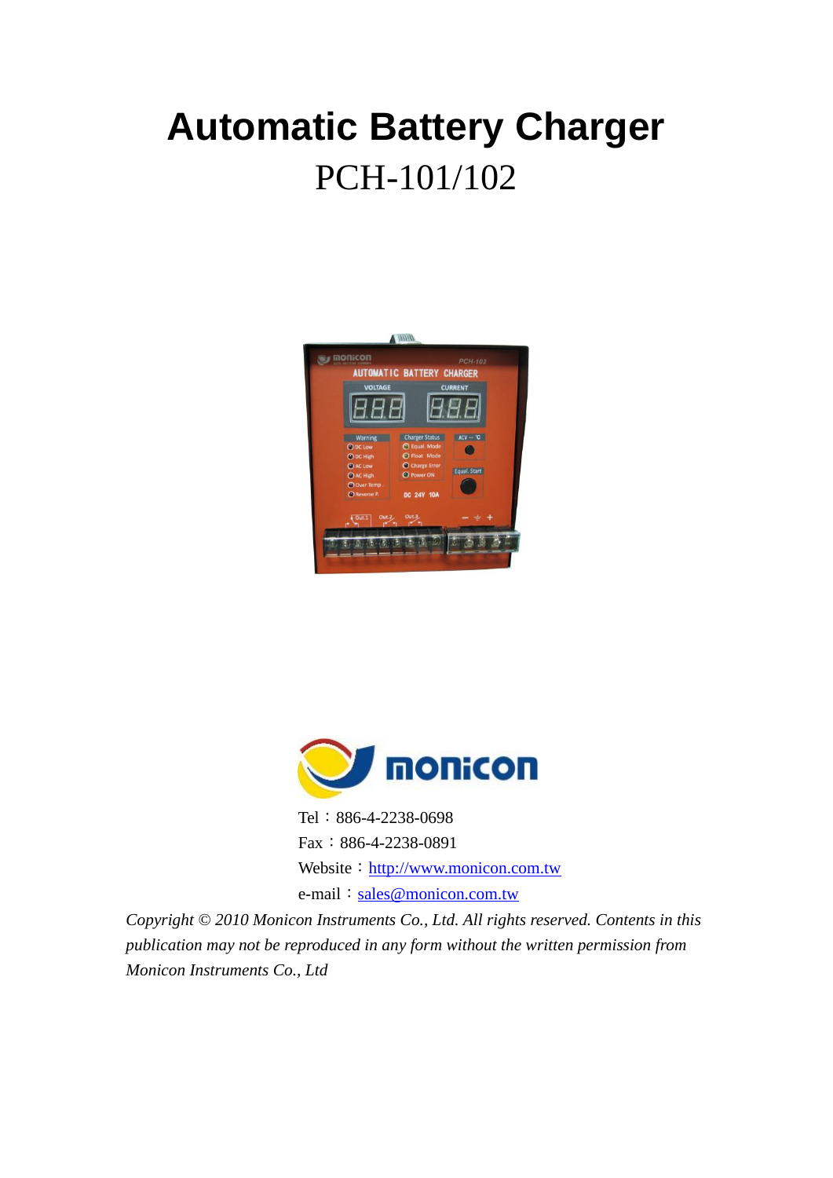# Automatic Battery Charger

PCH-101/102

Tel：886-4-2238-0698

Fax：886-4-2238-0891

Website：http://www.monicon.com.tw

e-mail：sales@monicon.com.tw

*Copyright © 2010 Monicon Instruments Co., Ltd. All rights reserved. Contents in this publication may not be reproduced in any form without the written permission from Monicon Instruments Co., Ltd*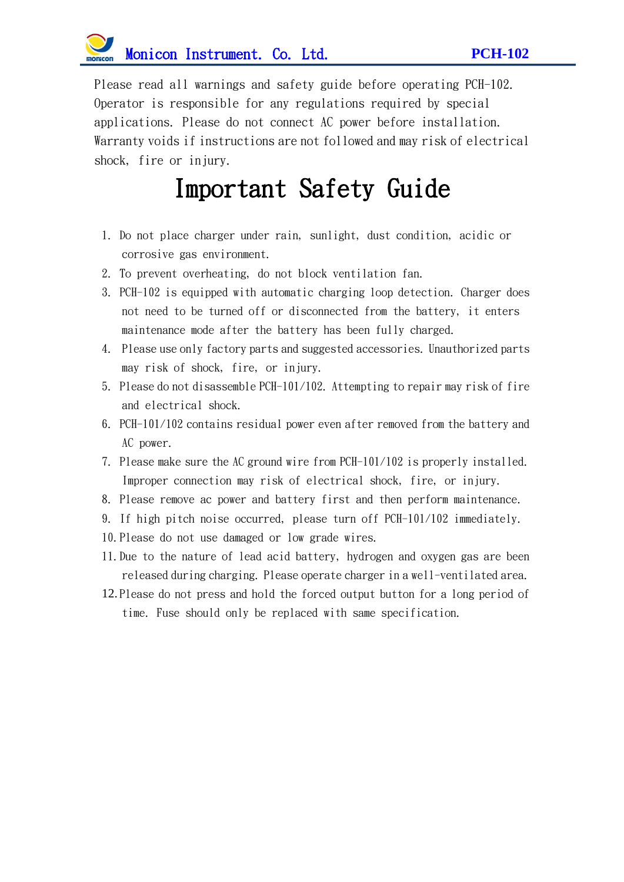Please read all warnings and safety guide before operating PCH-102. Operator is responsible for any regulations required by special applications. Please do not connect AC power before installation. Warranty voids if instructions are not followed and may risk of electrical shock, fire or injury.

# Important Safety Guide

1. Do not place charger under rain, sunlight, dust condition, acidic or corrosive gas environment.
2. To prevent overheating, do not block ventilation fan.
3. PCH-102 is equipped with automatic charging loop detection. Charger does not need to be turned off or disconnected from the battery, it enters maintenance mode after the battery has been fully charged.
4. Please use only factory parts and suggested accessories. Unauthorized parts may risk of shock, fire, or injury.
5. Please do not disassemble PCH-101/102. Attempting to repair may risk of fire and electrical shock.
6. PCH-101/102 contains residual power even after removed from the battery and AC power.
7. Please make sure the AC ground wire from PCH-101/102 is properly installed. Improper connection may risk of electrical shock, fire, or injury.
8. Please remove ac power and battery first and then perform maintenance.
9. If high pitch noise occurred, please turn off PCH-101/102 immediately.
10. Please do not use damaged or low grade wires.
11. Due to the nature of lead acid battery, hydrogen and oxygen gas are been released during charging. Please operate charger in a well-ventilated area.
12. Please do not press and hold the forced output button for a long period of time. Fuse should only be replaced with same specification.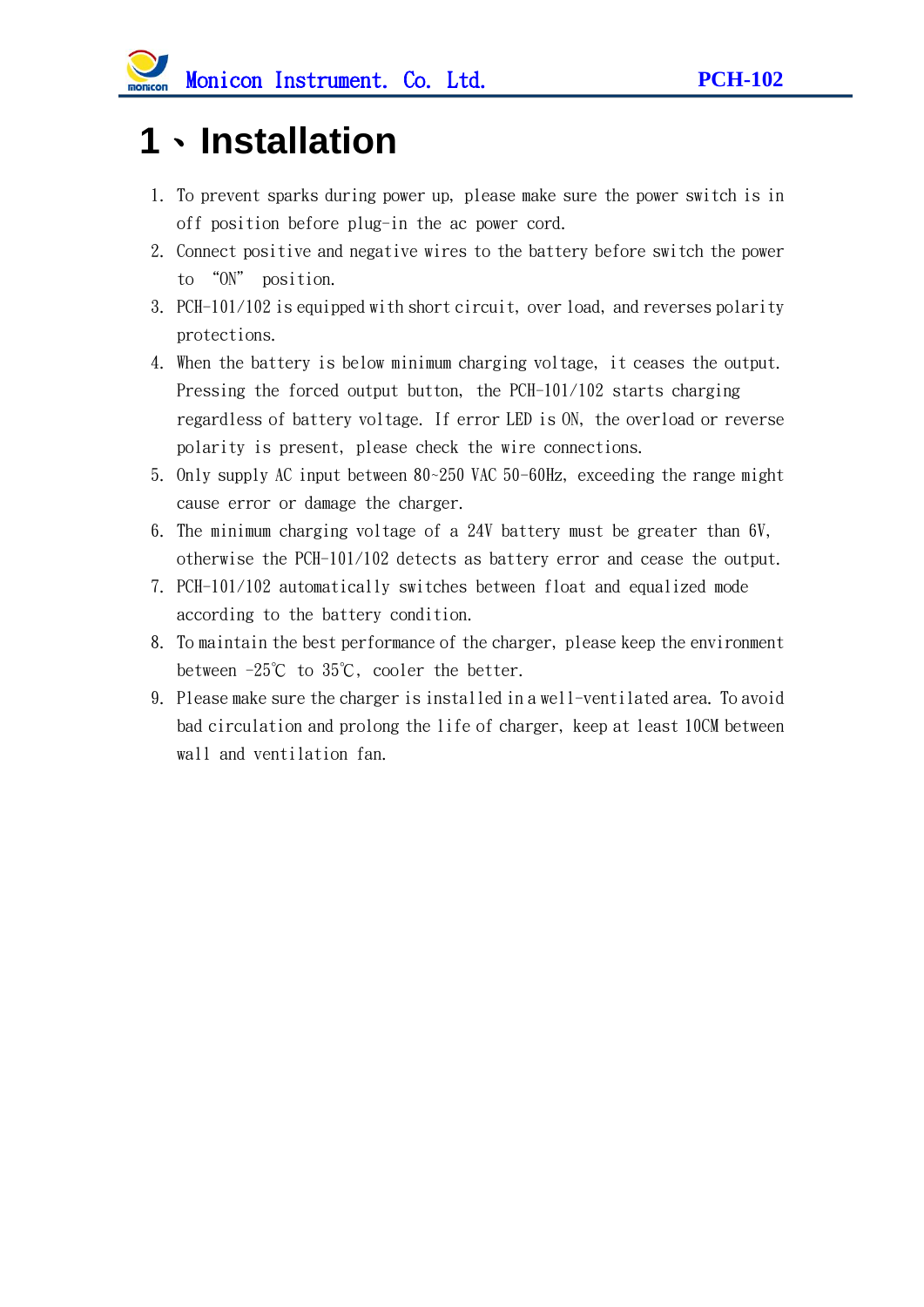# 1、Installation

1. To prevent sparks during power up, please make sure the power switch is in off position before plug-in the ac power cord.
2. Connect positive and negative wires to the battery before switch the power to "ON" position.
3. PCH-101/102 is equipped with short circuit, over load, and reverses polarity protections.
4. When the battery is below minimum charging voltage, it ceases the output. Pressing the forced output button, the PCH-101/102 starts charging regardless of battery voltage. If error LED is ON, the overload or reverse polarity is present, please check the wire connections.
5. Only supply AC input between 80~250 VAC 50-60Hz, exceeding the range might cause error or damage the charger.
6. The minimum charging voltage of a 24V battery must be greater than 6V, otherwise the PCH-101/102 detects as battery error and cease the output.
7. PCH-101/102 automatically switches between float and equalized mode according to the battery condition.
8. To maintain the best performance of the charger, please keep the environment between -25℃ to 35℃, cooler the better.
9. Please make sure the charger is installed in a well-ventilated area. To avoid bad circulation and prolong the life of charger, keep at least 10CM between wall and ventilation fan.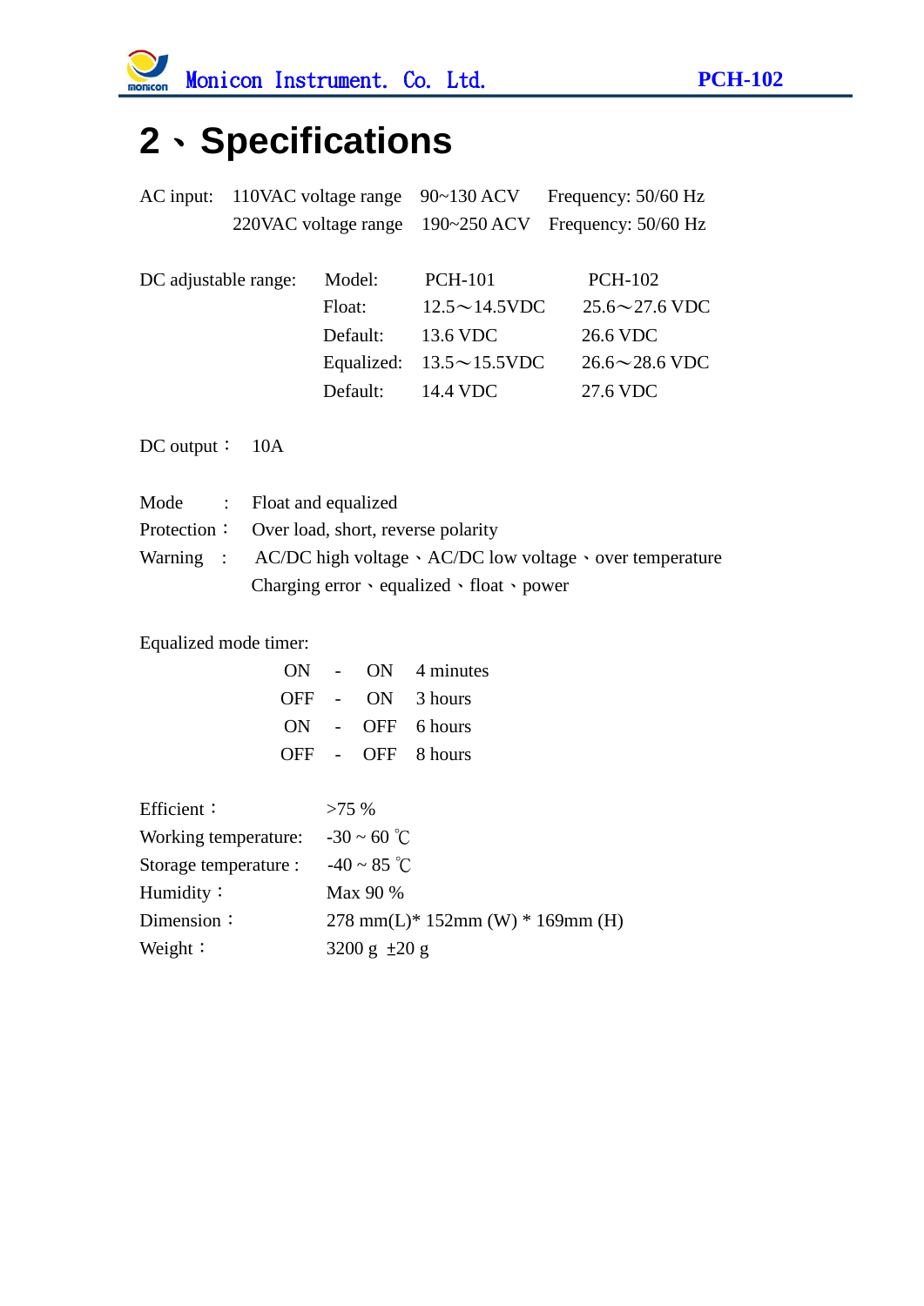# 2、Specifications

AC input: 110VAC voltage range 90~130 ACV Frequency: 50/60 Hz
220VAC voltage range 190~250 ACV Frequency: 50/60 Hz

DC adjustable range:

| Model: | PCH-101 | PCH-102 |
|---|---|---|
| Float: | 12.5～14.5VDC | 25.6～27.6 VDC |
| Default: | 13.6 VDC | 26.6 VDC |
| Equalized: | 13.5～15.5VDC | 26.6～28.6 VDC |
| Default: | 14.4 VDC | 27.6 VDC |

DC output： 10A

Mode : Float and equalized
Protection： Over load, short, reverse polarity
Warning : AC/DC high voltage、AC/DC low voltage、over temperature
Charging error、equalized、float、power

Equalized mode timer:

| | | | |
|---|---|---|---|
| ON | - | ON | 4 minutes |
| OFF | - | ON | 3 hours |
| ON | - | OFF | 6 hours |
| OFF | - | OFF | 8 hours |

Efficient： >75 %
Working temperature: -30 ~ 60 ℃
Storage temperature : -40 ~ 85 ℃
Humidity： Max 90 %
Dimension： 278 mm(L)* 152mm (W) * 169mm (H)
Weight： 3200 g ±20 g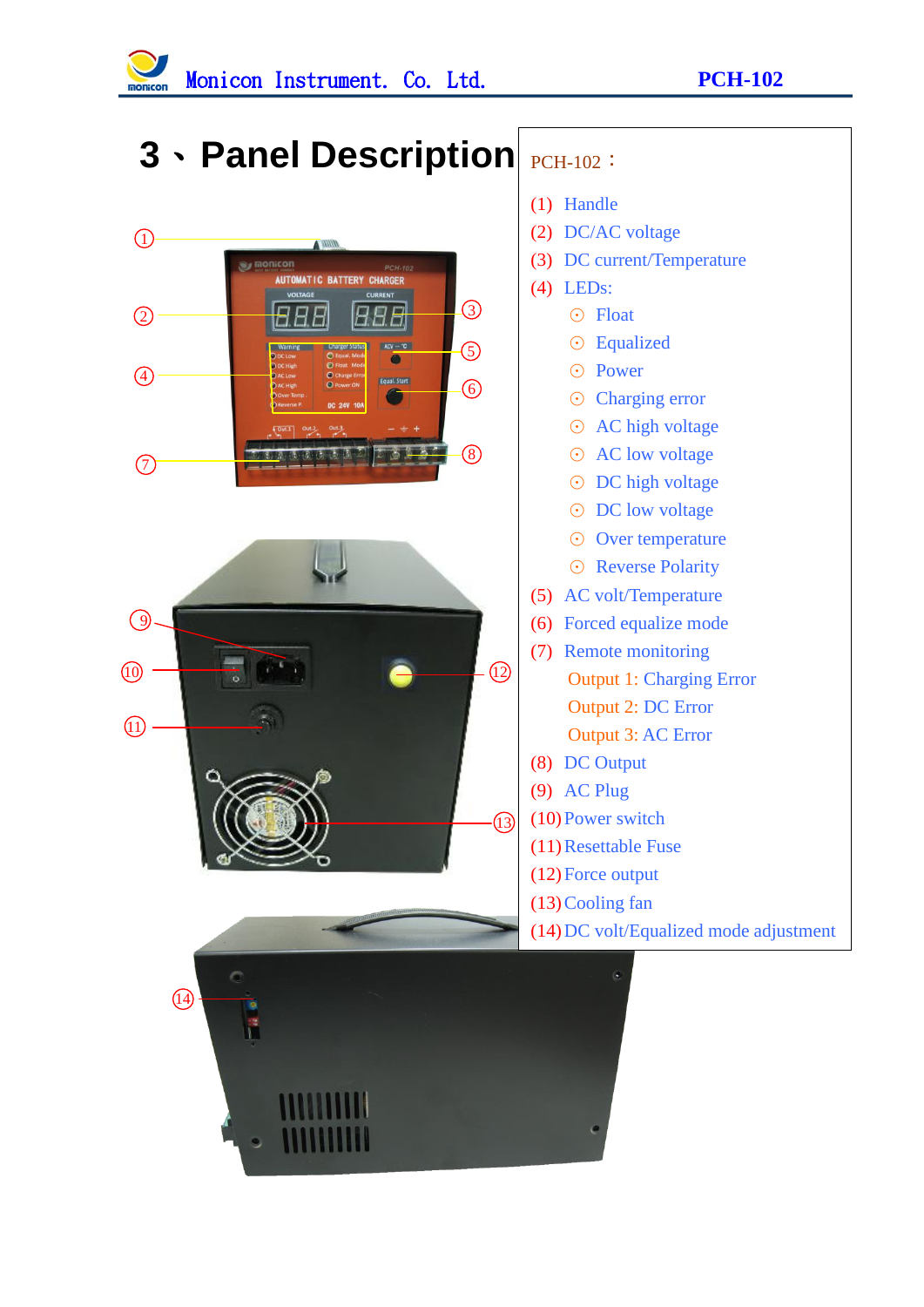# 3、Panel Description

PCH-102：

(1) Handle
(2) DC/AC voltage
(3) DC current/Temperature
(4) LEDs:

- Float
- Equalized
- Power
- Charging error
- AC high voltage
- AC low voltage
- DC high voltage
- DC low voltage
- Over temperature
- Reverse Polarity

(5) AC volt/Temperature
(6) Forced equalize mode
(7) Remote monitoring

Output 1: Charging Error
Output 2: DC Error
Output 3: AC Error

(8) DC Output
(9) AC Plug
(10) Power switch
(11) Resettable Fuse
(12) Force output
(13) Cooling fan
(14) DC volt/Equalized mode adjustment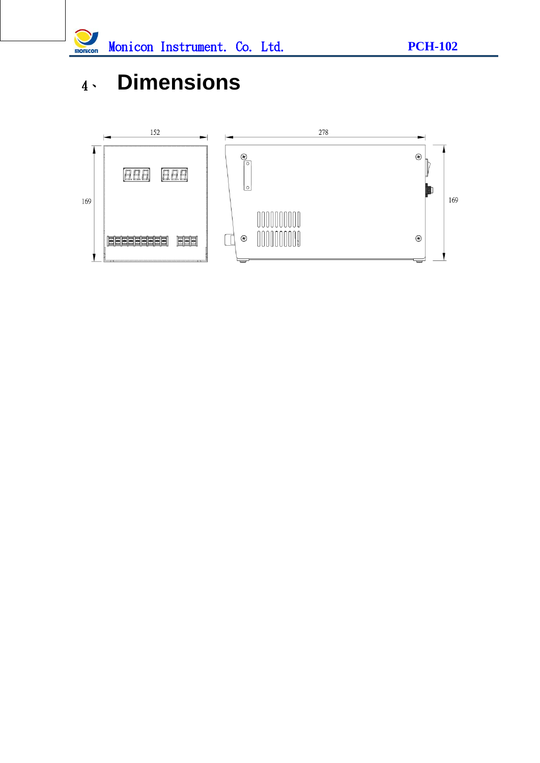# 4、 Dimensions

152

278

169

169